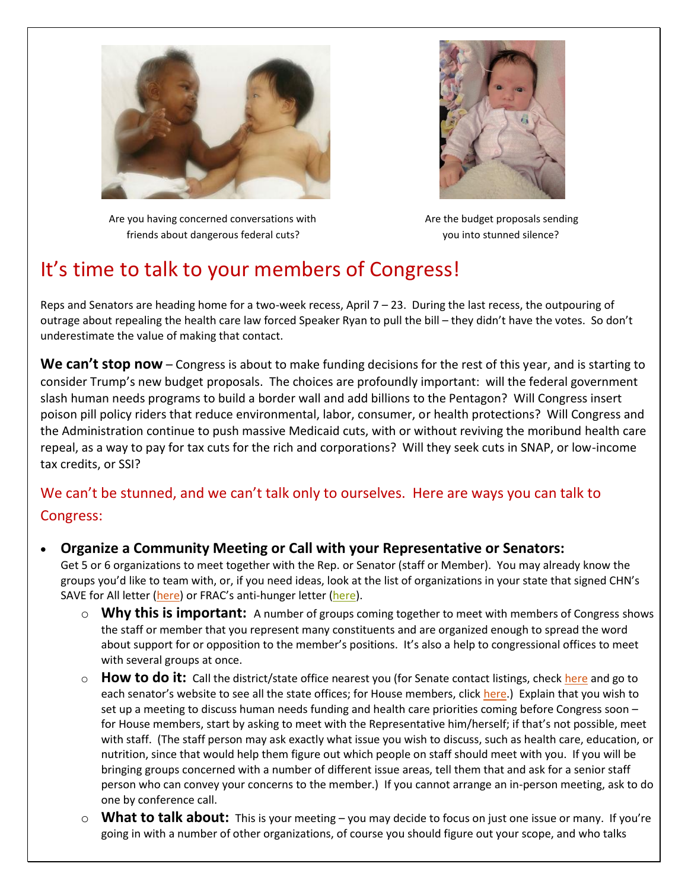Are you having concerned conversations with friends about dangerous federal cuts?

Are the budget proposals sending you into stunned silence?

# It's time to talk to your members of Congress!

Reps and Senators are heading home for a two-week recess, April 7 – 23. During the last recess, the outpouring of outrage about repealing the health care law forced Speaker Ryan to pull the bill – they didn't have the votes. So don't underestimate the value of making that contact.

**We can't stop now** – Congress is about to make funding decisions for the rest of this year, and is starting to consider Trump's new budget proposals. The choices are profoundly important: will the federal government slash human needs programs to build a border wall and add billions to the Pentagon? Will Congress insert poison pill policy riders that reduce environmental, labor, consumer, or health protections? Will Congress and the Administration continue to push massive Medicaid cuts, with or without reviving the moribund health care repeal, as a way to pay for tax cuts for the rich and corporations? Will they seek cuts in SNAP, or low-income tax credits, or SSI?

## We can't be stunned, and we can't talk only to ourselves. Here are ways you can talk to Congress:

- **Organize a Community Meeting or Call with your Representative or Senators:** Get 5 or 6 organizations to meet together with the Rep. or Senator (staff or Member). You may already know the groups you'd like to team with, or, if you need ideas, look at the list of organizations in your state that signed CHN's SAVE for All letter (here) or FRAC's anti-hunger letter (here).
    - **Why this is important:** A number of groups coming together to meet with members of Congress shows the staff or member that you represent many constituents and are organized enough to spread the word about support for or opposition to the member's positions. It's also a help to congressional offices to meet with several groups at once.
    - **How to do it:** Call the district/state office nearest you (for Senate contact listings, check here and go to each senator's website to see all the state offices; for House members, click here.) Explain that you wish to set up a meeting to discuss human needs funding and health care priorities coming before Congress soon – for House members, start by asking to meet with the Representative him/herself; if that's not possible, meet with staff. (The staff person may ask exactly what issue you wish to discuss, such as health care, education, or nutrition, since that would help them figure out which people on staff should meet with you. If you will be bringing groups concerned with a number of different issue areas, tell them that and ask for a senior staff person who can convey your concerns to the member.) If you cannot arrange an in-person meeting, ask to do one by conference call.
    - **What to talk about:** This is your meeting – you may decide to focus on just one issue or many. If you're going in with a number of other organizations, of course you should figure out your scope, and who talks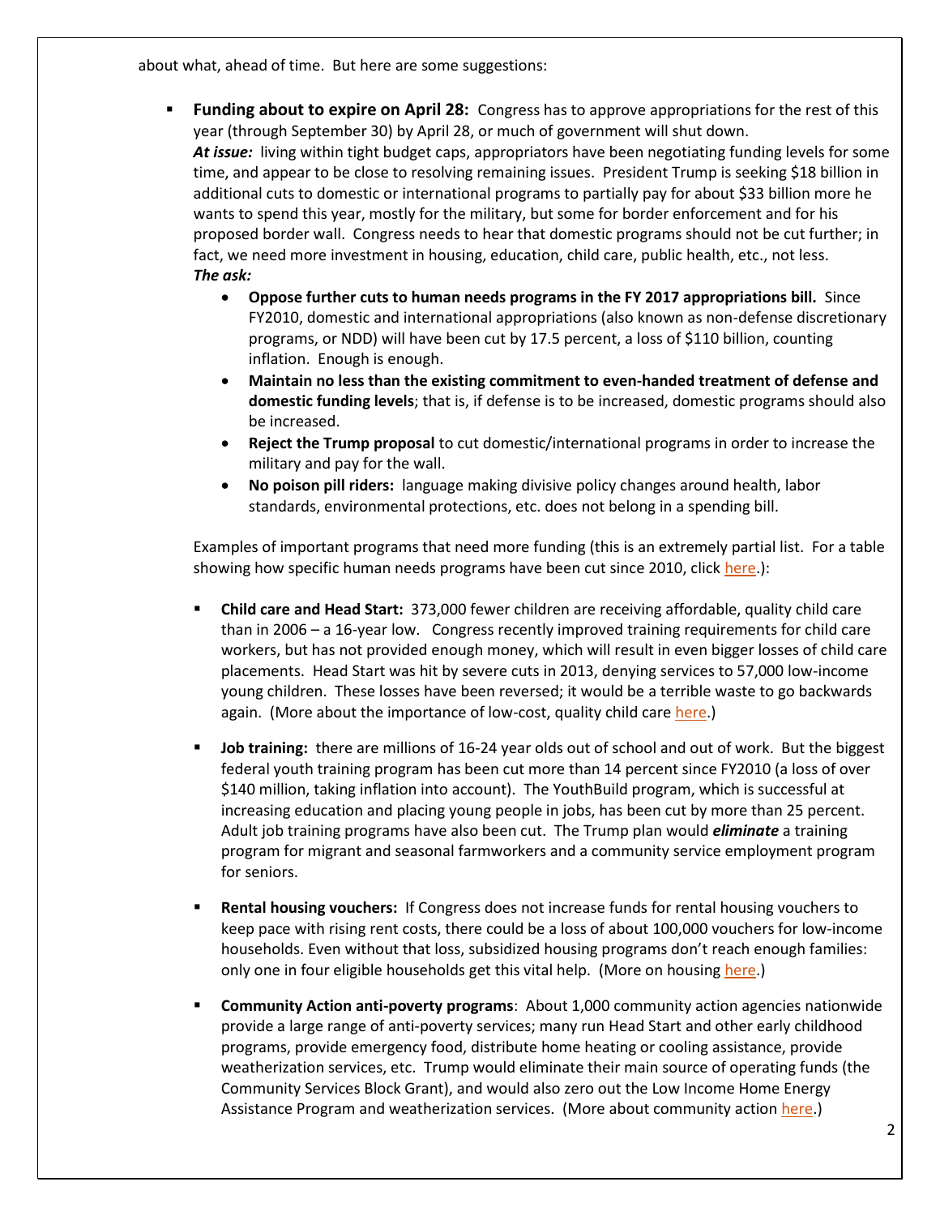about what, ahead of time. But here are some suggestions:

- **Funding about to expire on April 28:** Congress has to approve appropriations for the rest of this year (through September 30) by April 28, or much of government will shut down.
  ***At issue:*** living within tight budget caps, appropriators have been negotiating funding levels for some time, and appear to be close to resolving remaining issues. President Trump is seeking $18 billion in additional cuts to domestic or international programs to partially pay for about $33 billion more he wants to spend this year, mostly for the military, but some for border enforcement and for his proposed border wall. Congress needs to hear that domestic programs should not be cut further; in fact, we need more investment in housing, education, child care, public health, etc., not less.
  ***The ask:***
  - **Oppose further cuts to human needs programs in the FY 2017 appropriations bill.** Since FY2010, domestic and international appropriations (also known as non-defense discretionary programs, or NDD) will have been cut by 17.5 percent, a loss of $110 billion, counting inflation. Enough is enough.
  - **Maintain no less than the existing commitment to even-handed treatment of defense and domestic funding levels**; that is, if defense is to be increased, domestic programs should also be increased.
  - **Reject the Trump proposal** to cut domestic/international programs in order to increase the military and pay for the wall.
  - **No poison pill riders:** language making divisive policy changes around health, labor standards, environmental protections, etc. does not belong in a spending bill.

  Examples of important programs that need more funding (this is an extremely partial list. For a table showing how specific human needs programs have been cut since 2010, click here.):

  - **Child care and Head Start:** 373,000 fewer children are receiving affordable, quality child care than in 2006 – a 16-year low. Congress recently improved training requirements for child care workers, but has not provided enough money, which will result in even bigger losses of child care placements. Head Start was hit by severe cuts in 2013, denying services to 57,000 low-income young children. These losses have been reversed; it would be a terrible waste to go backwards again. (More about the importance of low-cost, quality child care here.)

  - **Job training:** there are millions of 16-24 year olds out of school and out of work. But the biggest federal youth training program has been cut more than 14 percent since FY2010 (a loss of over $140 million, taking inflation into account). The YouthBuild program, which is successful at increasing education and placing young people in jobs, has been cut by more than 25 percent. Adult job training programs have also been cut. The Trump plan would ***eliminate*** a training program for migrant and seasonal farmworkers and a community service employment program for seniors.

  - **Rental housing vouchers:** If Congress does not increase funds for rental housing vouchers to keep pace with rising rent costs, there could be a loss of about 100,000 vouchers for low-income households. Even without that loss, subsidized housing programs don't reach enough families: only one in four eligible households get this vital help. (More on housing here.)

  - **Community Action anti-poverty programs**: About 1,000 community action agencies nationwide provide a large range of anti-poverty services; many run Head Start and other early childhood programs, provide emergency food, distribute home heating or cooling assistance, provide weatherization services, etc. Trump would eliminate their main source of operating funds (the Community Services Block Grant), and would also zero out the Low Income Home Energy Assistance Program and weatherization services. (More about community action here.)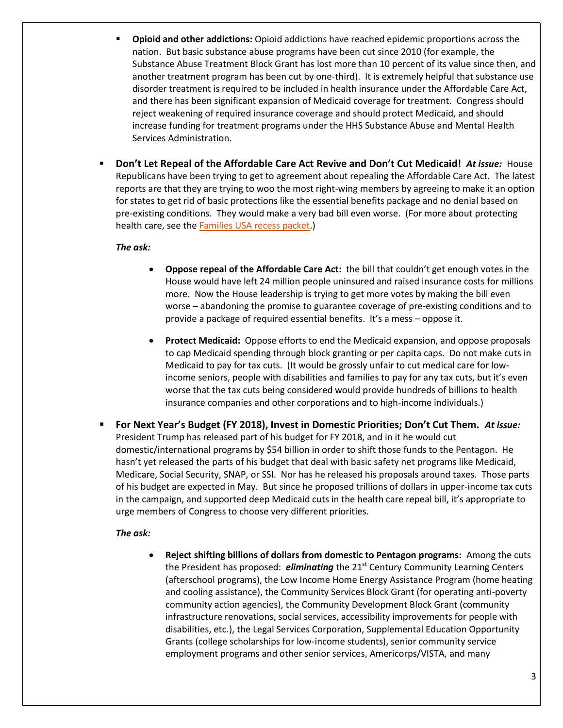- **Opioid and other addictions:** Opioid addictions have reached epidemic proportions across the nation. But basic substance abuse programs have been cut since 2010 (for example, the Substance Abuse Treatment Block Grant has lost more than 10 percent of its value since then, and another treatment program has been cut by one-third). It is extremely helpful that substance use disorder treatment is required to be included in health insurance under the Affordable Care Act, and there has been significant expansion of Medicaid coverage for treatment. Congress should reject weakening of required insurance coverage and should protect Medicaid, and should increase funding for treatment programs under the HHS Substance Abuse and Mental Health Services Administration.

- **Don't Let Repeal of the Affordable Care Act Revive and Don't Cut Medicaid!** ***At issue:*** House Republicans have been trying to get to agreement about repealing the Affordable Care Act. The latest reports are that they are trying to woo the most right-wing members by agreeing to make it an option for states to get rid of basic protections like the essential benefits package and no denial based on pre-existing conditions. They would make a very bad bill even worse. (For more about protecting health care, see the Families USA recess packet.)

  ***The ask:***

  - **Oppose repeal of the Affordable Care Act:** the bill that couldn't get enough votes in the House would have left 24 million people uninsured and raised insurance costs for millions more. Now the House leadership is trying to get more votes by making the bill even worse – abandoning the promise to guarantee coverage of pre-existing conditions and to provide a package of required essential benefits. It's a mess – oppose it.

  - **Protect Medicaid:** Oppose efforts to end the Medicaid expansion, and oppose proposals to cap Medicaid spending through block granting or per capita caps. Do not make cuts in Medicaid to pay for tax cuts. (It would be grossly unfair to cut medical care for low-income seniors, people with disabilities and families to pay for any tax cuts, but it's even worse that the tax cuts being considered would provide hundreds of billions to health insurance companies and other corporations and to high-income individuals.)

- **For Next Year's Budget (FY 2018), Invest in Domestic Priorities; Don't Cut Them.** ***At issue:*** President Trump has released part of his budget for FY 2018, and in it he would cut domestic/international programs by $54 billion in order to shift those funds to the Pentagon. He hasn't yet released the parts of his budget that deal with basic safety net programs like Medicaid, Medicare, Social Security, SNAP, or SSI. Nor has he released his proposals around taxes. Those parts of his budget are expected in May. But since he proposed trillions of dollars in upper-income tax cuts in the campaign, and supported deep Medicaid cuts in the health care repeal bill, it's appropriate to urge members of Congress to choose very different priorities.

  ***The ask:***

  - **Reject shifting billions of dollars from domestic to Pentagon programs:** Among the cuts the President has proposed: ***eliminating*** the 21st Century Community Learning Centers (afterschool programs), the Low Income Home Energy Assistance Program (home heating and cooling assistance), the Community Services Block Grant (for operating anti-poverty community action agencies), the Community Development Block Grant (community infrastructure renovations, social services, accessibility improvements for people with disabilities, etc.), the Legal Services Corporation, Supplemental Education Opportunity Grants (college scholarships for low-income students), senior community service employment programs and other senior services, Americorps/VISTA, and many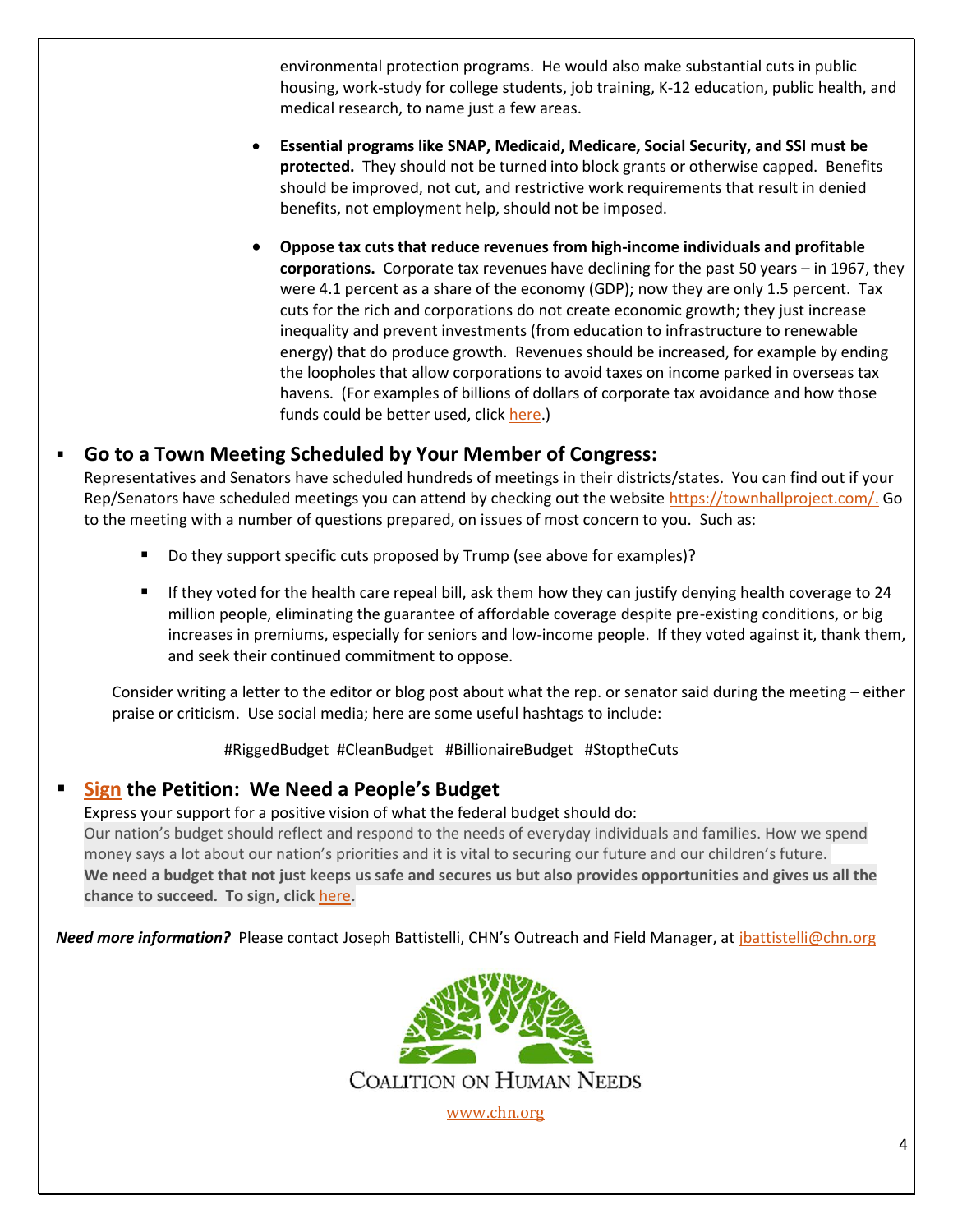environmental protection programs. He would also make substantial cuts in public housing, work-study for college students, job training, K-12 education, public health, and medical research, to name just a few areas.

- **Essential programs like SNAP, Medicaid, Medicare, Social Security, and SSI must be protected.** They should not be turned into block grants or otherwise capped. Benefits should be improved, not cut, and restrictive work requirements that result in denied benefits, not employment help, should not be imposed.

- **Oppose tax cuts that reduce revenues from high-income individuals and profitable corporations.** Corporate tax revenues have declining for the past 50 years – in 1967, they were 4.1 percent as a share of the economy (GDP); now they are only 1.5 percent. Tax cuts for the rich and corporations do not create economic growth; they just increase inequality and prevent investments (from education to infrastructure to renewable energy) that do produce growth. Revenues should be increased, for example by ending the loopholes that allow corporations to avoid taxes on income parked in overseas tax havens. (For examples of billions of dollars of corporate tax avoidance and how those funds could be better used, click here.)

## Go to a Town Meeting Scheduled by Your Member of Congress:

Representatives and Senators have scheduled hundreds of meetings in their districts/states. You can find out if your Rep/Senators have scheduled meetings you can attend by checking out the website https://townhallproject.com/. Go to the meeting with a number of questions prepared, on issues of most concern to you. Such as:

- Do they support specific cuts proposed by Trump (see above for examples)?
- If they voted for the health care repeal bill, ask them how they can justify denying health coverage to 24 million people, eliminating the guarantee of affordable coverage despite pre-existing conditions, or big increases in premiums, especially for seniors and low-income people. If they voted against it, thank them, and seek their continued commitment to oppose.

Consider writing a letter to the editor or blog post about what the rep. or senator said during the meeting – either praise or criticism. Use social media; here are some useful hashtags to include:

#RiggedBudget #CleanBudget #BillionaireBudget #StoptheCuts

## Sign the Petition: We Need a People's Budget

Express your support for a positive vision of what the federal budget should do:
Our nation's budget should reflect and respond to the needs of everyday individuals and families. How we spend money says a lot about our nation's priorities and it is vital to securing our future and our children's future.
**We need a budget that not just keeps us safe and secures us but also provides opportunities and gives us all the chance to succeed. To sign, click here.**

***Need more information?*** Please contact Joseph Battistelli, CHN's Outreach and Field Manager, at jbattistelli@chn.org

COALITION ON HUMAN NEEDS

www.chn.org